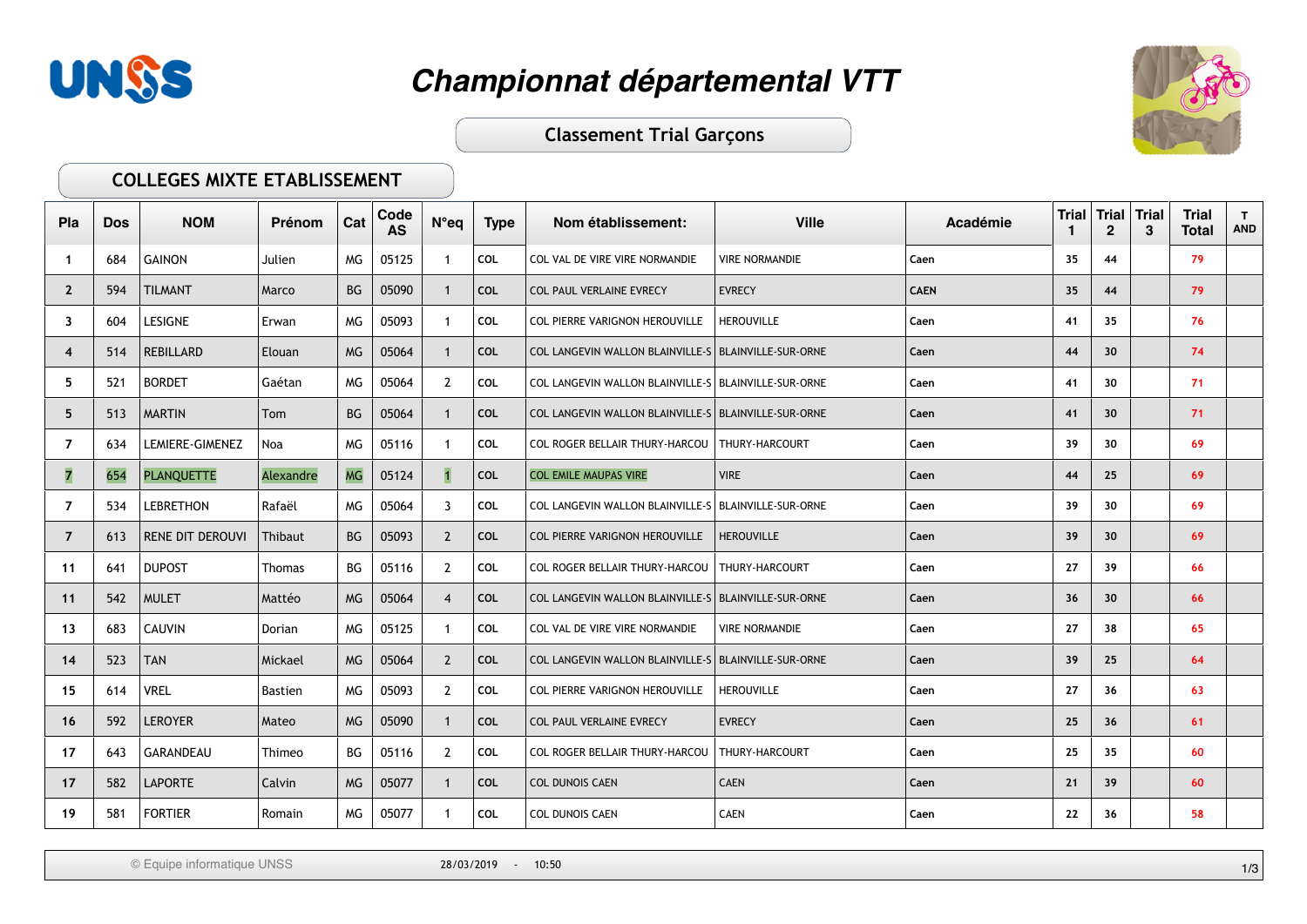# Championnat départemental VTT

## Classement Trial Garçons

### COLLEGES MIXTE ETABLISSEMENT

| Pla | Dos | NOM | Prénom | Cat | Code AS | N°eq | Type | Nom établissement: | Ville | Académie | Trial 1 | Trial 2 | Trial 3 | Trial Total | T AND |
|---|---|---|---|---|---|---|---|---|---|---|---|---|---|---|---|
| 1 | 684 | GAINON | Julien | MG | 05125 | 1 | COL | COL VAL DE VIRE VIRE NORMANDIE | VIRE NORMANDIE | Caen | 35 | 44 | | 79 | |
| 2 | 594 | TILMANT | Marco | BG | 05090 | 1 | COL | COL PAUL VERLAINE EVRECY | EVRECY | CAEN | 35 | 44 | | 79 | |
| 3 | 604 | LESIGNE | Erwan | MG | 05093 | 1 | COL | COL PIERRE VARIGNON HEROUVILLE | HEROUVILLE | Caen | 41 | 35 | | 76 | |
| 4 | 514 | REBILLARD | Elouan | MG | 05064 | 1 | COL | COL LANGEVIN WALLON BLAINVILLE-S | BLAINVILLE-SUR-ORNE | Caen | 44 | 30 | | 74 | |
| 5 | 521 | BORDET | Gaétan | MG | 05064 | 2 | COL | COL LANGEVIN WALLON BLAINVILLE-S | BLAINVILLE-SUR-ORNE | Caen | 41 | 30 | | 71 | |
| 5 | 513 | MARTIN | Tom | BG | 05064 | 1 | COL | COL LANGEVIN WALLON BLAINVILLE-S | BLAINVILLE-SUR-ORNE | Caen | 41 | 30 | | 71 | |
| 7 | 634 | LEMIERE-GIMENEZ | Noa | MG | 05116 | 1 | COL | COL ROGER BELLAIR THURY-HARCOU | THURY-HARCOURT | Caen | 39 | 30 | | 69 | |
| 7 | 654 | PLANQUETTE | Alexandre | MG | 05124 | 1 | COL | COL EMILE MAUPAS VIRE | VIRE | Caen | 44 | 25 | | 69 | |
| 7 | 534 | LEBRETHON | Rafaël | MG | 05064 | 3 | COL | COL LANGEVIN WALLON BLAINVILLE-S | BLAINVILLE-SUR-ORNE | Caen | 39 | 30 | | 69 | |
| 7 | 613 | RENE DIT DEROUVI | Thibaut | BG | 05093 | 2 | COL | COL PIERRE VARIGNON HEROUVILLE | HEROUVILLE | Caen | 39 | 30 | | 69 | |
| 11 | 641 | DUPOST | Thomas | BG | 05116 | 2 | COL | COL ROGER BELLAIR THURY-HARCOU | THURY-HARCOURT | Caen | 27 | 39 | | 66 | |
| 11 | 542 | MULET | Mattéo | MG | 05064 | 4 | COL | COL LANGEVIN WALLON BLAINVILLE-S | BLAINVILLE-SUR-ORNE | Caen | 36 | 30 | | 66 | |
| 13 | 683 | CAUVIN | Dorian | MG | 05125 | 1 | COL | COL VAL DE VIRE VIRE NORMANDIE | VIRE NORMANDIE | Caen | 27 | 38 | | 65 | |
| 14 | 523 | TAN | Mickael | MG | 05064 | 2 | COL | COL LANGEVIN WALLON BLAINVILLE-S | BLAINVILLE-SUR-ORNE | Caen | 39 | 25 | | 64 | |
| 15 | 614 | VREL | Bastien | MG | 05093 | 2 | COL | COL PIERRE VARIGNON HEROUVILLE | HEROUVILLE | Caen | 27 | 36 | | 63 | |
| 16 | 592 | LEROYER | Mateo | MG | 05090 | 1 | COL | COL PAUL VERLAINE EVRECY | EVRECY | Caen | 25 | 36 | | 61 | |
| 17 | 643 | GARANDEAU | Thimeo | BG | 05116 | 2 | COL | COL ROGER BELLAIR THURY-HARCOU | THURY-HARCOURT | Caen | 25 | 35 | | 60 | |
| 17 | 582 | LAPORTE | Calvin | MG | 05077 | 1 | COL | COL DUNOIS CAEN | CAEN | Caen | 21 | 39 | | 60 | |
| 19 | 581 | FORTIER | Romain | MG | 05077 | 1 | COL | COL DUNOIS CAEN | CAEN | Caen | 22 | 36 | | 58 | |

© Equipe informatique UNSS 28/03/2019 - 10:50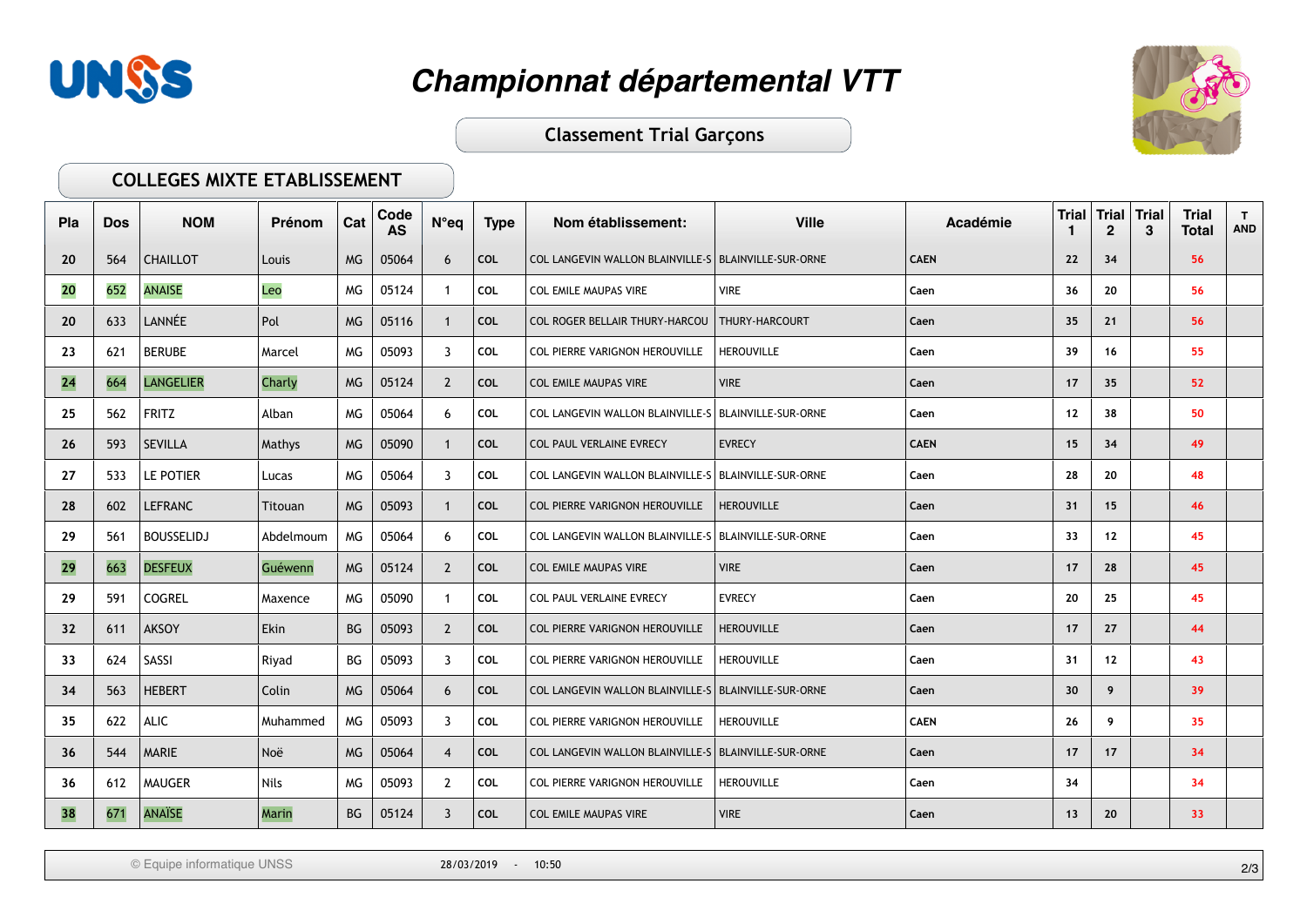# Championnat départemental VTT

## Classement Trial Garçons

### COLLEGES MIXTE ETABLISSEMENT

| Pla | Dos | NOM | Prénom | Cat | Code AS | N°eq | Type | Nom établissement: | Ville | Académie | Trial 1 | Trial 2 | Trial 3 | Trial Total | T AND |
|---|---|---|---|---|---|---|---|---|---|---|---|---|---|---|---|
| 20 | 564 | CHAILLOT | Louis | MG | 05064 | 6 | COL | COL LANGEVIN WALLON BLAINVILLE-S | BLAINVILLE-SUR-ORNE | CAEN | 22 | 34 | | 56 | |
| 20 | 652 | ANAISE | Leo | MG | 05124 | 1 | COL | COL EMILE MAUPAS VIRE | VIRE | Caen | 36 | 20 | | 56 | |
| 20 | 633 | LANNÉE | Pol | MG | 05116 | 1 | COL | COL ROGER BELLAIR THURY-HARCOU | THURY-HARCOURT | Caen | 35 | 21 | | 56 | |
| 23 | 621 | BERUBE | Marcel | MG | 05093 | 3 | COL | COL PIERRE VARIGNON HEROUVILLE | HEROUVILLE | Caen | 39 | 16 | | 55 | |
| 24 | 664 | LANGELIER | Charly | MG | 05124 | 2 | COL | COL EMILE MAUPAS VIRE | VIRE | Caen | 17 | 35 | | 52 | |
| 25 | 562 | FRITZ | Alban | MG | 05064 | 6 | COL | COL LANGEVIN WALLON BLAINVILLE-S | BLAINVILLE-SUR-ORNE | Caen | 12 | 38 | | 50 | |
| 26 | 593 | SEVILLA | Mathys | MG | 05090 | 1 | COL | COL PAUL VERLAINE EVRECY | EVRECY | CAEN | 15 | 34 | | 49 | |
| 27 | 533 | LE POTIER | Lucas | MG | 05064 | 3 | COL | COL LANGEVIN WALLON BLAINVILLE-S | BLAINVILLE-SUR-ORNE | Caen | 28 | 20 | | 48 | |
| 28 | 602 | LEFRANC | Titouan | MG | 05093 | 1 | COL | COL PIERRE VARIGNON HEROUVILLE | HEROUVILLE | Caen | 31 | 15 | | 46 | |
| 29 | 561 | BOUSSELIDJ | Abdelmoum | MG | 05064 | 6 | COL | COL LANGEVIN WALLON BLAINVILLE-S | BLAINVILLE-SUR-ORNE | Caen | 33 | 12 | | 45 | |
| 29 | 663 | DESFEUX | Guéwenn | MG | 05124 | 2 | COL | COL EMILE MAUPAS VIRE | VIRE | Caen | 17 | 28 | | 45 | |
| 29 | 591 | COGREL | Maxence | MG | 05090 | 1 | COL | COL PAUL VERLAINE EVRECY | EVRECY | Caen | 20 | 25 | | 45 | |
| 32 | 611 | AKSOY | Ekin | BG | 05093 | 2 | COL | COL PIERRE VARIGNON HEROUVILLE | HEROUVILLE | Caen | 17 | 27 | | 44 | |
| 33 | 624 | SASSI | Riyad | BG | 05093 | 3 | COL | COL PIERRE VARIGNON HEROUVILLE | HEROUVILLE | Caen | 31 | 12 | | 43 | |
| 34 | 563 | HEBERT | Colin | MG | 05064 | 6 | COL | COL LANGEVIN WALLON BLAINVILLE-S | BLAINVILLE-SUR-ORNE | Caen | 30 | 9 | | 39 | |
| 35 | 622 | ALIC | Muhammed | MG | 05093 | 3 | COL | COL PIERRE VARIGNON HEROUVILLE | HEROUVILLE | CAEN | 26 | 9 | | 35 | |
| 36 | 544 | MARIE | Noë | MG | 05064 | 4 | COL | COL LANGEVIN WALLON BLAINVILLE-S | BLAINVILLE-SUR-ORNE | Caen | 17 | 17 | | 34 | |
| 36 | 612 | MAUGER | Nils | MG | 05093 | 2 | COL | COL PIERRE VARIGNON HEROUVILLE | HEROUVILLE | Caen | 34 | | | 34 | |
| 38 | 671 | ANAÏSE | Marin | BG | 05124 | 3 | COL | COL EMILE MAUPAS VIRE | VIRE | Caen | 13 | 20 | | 33 | |

© Equipe informatique UNSS 28/03/2019 - 10:50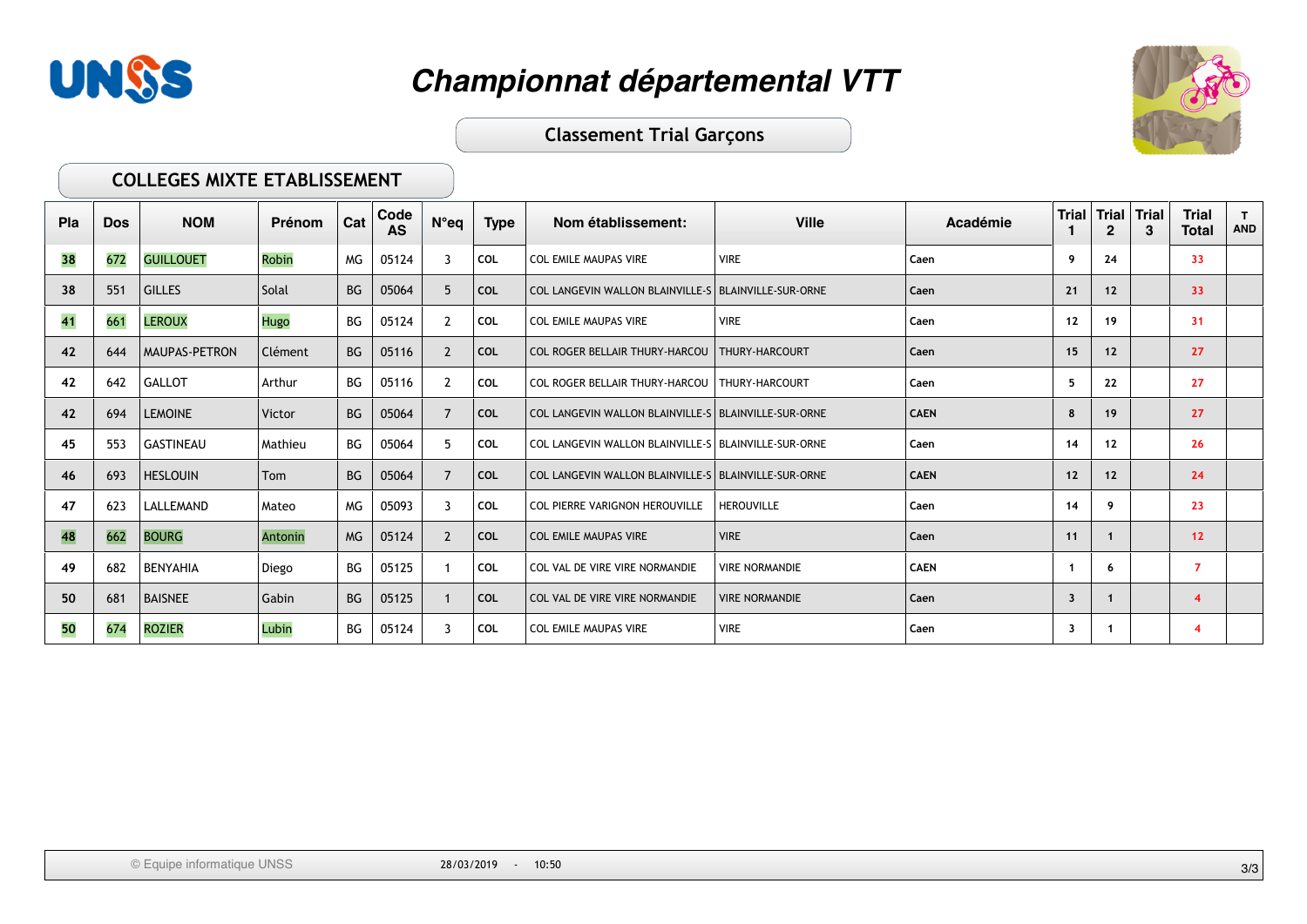# Championnat départemental VTT

## Classement Trial Garçons

### COLLEGES MIXTE ETABLISSEMENT

| Pla | Dos | NOM | Prénom | Cat | Code AS | N°eq | Type | Nom établissement: | Ville | Académie | Trial 1 | Trial 2 | Trial 3 | Trial Total | T AND |
|---|---|---|---|---|---|---|---|---|---|---|---|---|---|---|---|
| 38 | 672 | GUILLOUET | Robin | MG | 05124 | 3 | COL | COL EMILE MAUPAS VIRE | VIRE | Caen | 9 | 24 | | 33 | |
| 38 | 551 | GILLES | Solal | BG | 05064 | 5 | COL | COL LANGEVIN WALLON BLAINVILLE-S | BLAINVILLE-SUR-ORNE | Caen | 21 | 12 | | 33 | |
| 41 | 661 | LEROUX | Hugo | BG | 05124 | 2 | COL | COL EMILE MAUPAS VIRE | VIRE | Caen | 12 | 19 | | 31 | |
| 42 | 644 | MAUPAS-PETRON | Clément | BG | 05116 | 2 | COL | COL ROGER BELLAIR THURY-HARCOU | THURY-HARCOURT | Caen | 15 | 12 | | 27 | |
| 42 | 642 | GALLOT | Arthur | BG | 05116 | 2 | COL | COL ROGER BELLAIR THURY-HARCOU | THURY-HARCOURT | Caen | 5 | 22 | | 27 | |
| 42 | 694 | LEMOINE | Victor | BG | 05064 | 7 | COL | COL LANGEVIN WALLON BLAINVILLE-S | BLAINVILLE-SUR-ORNE | CAEN | 8 | 19 | | 27 | |
| 45 | 553 | GASTINEAU | Mathieu | BG | 05064 | 5 | COL | COL LANGEVIN WALLON BLAINVILLE-S | BLAINVILLE-SUR-ORNE | Caen | 14 | 12 | | 26 | |
| 46 | 693 | HESLOUIN | Tom | BG | 05064 | 7 | COL | COL LANGEVIN WALLON BLAINVILLE-S | BLAINVILLE-SUR-ORNE | CAEN | 12 | 12 | | 24 | |
| 47 | 623 | LALLEMAND | Mateo | MG | 05093 | 3 | COL | COL PIERRE VARIGNON HEROUVILLE | HEROUVILLE | Caen | 14 | 9 | | 23 | |
| 48 | 662 | BOURG | Antonin | MG | 05124 | 2 | COL | COL EMILE MAUPAS VIRE | VIRE | Caen | 11 | 1 | | 12 | |
| 49 | 682 | BENYAHIA | Diego | BG | 05125 | 1 | COL | COL VAL DE VIRE VIRE NORMANDIE | VIRE NORMANDIE | CAEN | 1 | 6 | | 7 | |
| 50 | 681 | BAISNEE | Gabin | BG | 05125 | 1 | COL | COL VAL DE VIRE VIRE NORMANDIE | VIRE NORMANDIE | Caen | 3 | 1 | | 4 | |
| 50 | 674 | ROZIER | Lubin | BG | 05124 | 3 | COL | COL EMILE MAUPAS VIRE | VIRE | Caen | 3 | 1 | | 4 | |

© Equipe informatique UNSS 28/03/2019 - 10:50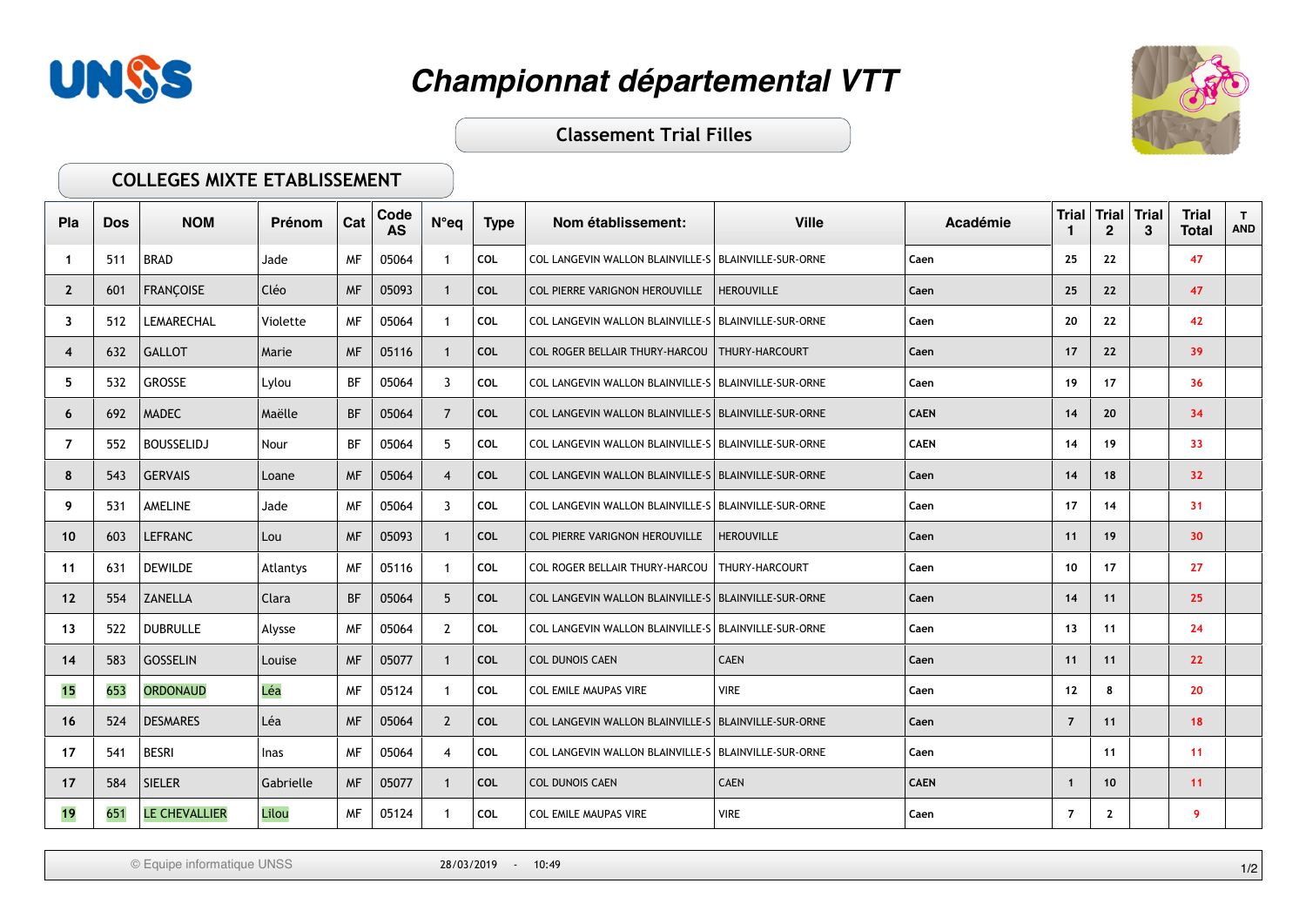# Championnat départemental VTT

## Classement Trial Filles

### COLLEGES MIXTE ETABLISSEMENT

| Pla | Dos | NOM | Prénom | Cat | Code AS | N°eq | Type | Nom établissement: | Ville | Académie | Trial 1 | Trial 2 | Trial 3 | Trial Total | T AND |
|---|---|---|---|---|---|---|---|---|---|---|---|---|---|---|---|
| 1 | 511 | BRAD | Jade | MF | 05064 | 1 | COL | COL LANGEVIN WALLON BLAINVILLE-S | BLAINVILLE-SUR-ORNE | Caen | 25 | 22 | | 47 | |
| 2 | 601 | FRANÇOISE | Cléo | MF | 05093 | 1 | COL | COL PIERRE VARIGNON HEROUVILLE | HEROUVILLE | Caen | 25 | 22 | | 47 | |
| 3 | 512 | LEMARECHAL | Violette | MF | 05064 | 1 | COL | COL LANGEVIN WALLON BLAINVILLE-S | BLAINVILLE-SUR-ORNE | Caen | 20 | 22 | | 42 | |
| 4 | 632 | GALLOT | Marie | MF | 05116 | 1 | COL | COL ROGER BELLAIR THURY-HARCOU | THURY-HARCOURT | Caen | 17 | 22 | | 39 | |
| 5 | 532 | GROSSE | Lylou | BF | 05064 | 3 | COL | COL LANGEVIN WALLON BLAINVILLE-S | BLAINVILLE-SUR-ORNE | Caen | 19 | 17 | | 36 | |
| 6 | 692 | MADEC | Maëlle | BF | 05064 | 7 | COL | COL LANGEVIN WALLON BLAINVILLE-S | BLAINVILLE-SUR-ORNE | CAEN | 14 | 20 | | 34 | |
| 7 | 552 | BOUSSELIDJ | Nour | BF | 05064 | 5 | COL | COL LANGEVIN WALLON BLAINVILLE-S | BLAINVILLE-SUR-ORNE | CAEN | 14 | 19 | | 33 | |
| 8 | 543 | GERVAIS | Loane | MF | 05064 | 4 | COL | COL LANGEVIN WALLON BLAINVILLE-S | BLAINVILLE-SUR-ORNE | Caen | 14 | 18 | | 32 | |
| 9 | 531 | AMELINE | Jade | MF | 05064 | 3 | COL | COL LANGEVIN WALLON BLAINVILLE-S | BLAINVILLE-SUR-ORNE | Caen | 17 | 14 | | 31 | |
| 10 | 603 | LEFRANC | Lou | MF | 05093 | 1 | COL | COL PIERRE VARIGNON HEROUVILLE | HEROUVILLE | Caen | 11 | 19 | | 30 | |
| 11 | 631 | DEWILDE | Atlantys | MF | 05116 | 1 | COL | COL ROGER BELLAIR THURY-HARCOU | THURY-HARCOURT | Caen | 10 | 17 | | 27 | |
| 12 | 554 | ZANELLA | Clara | BF | 05064 | 5 | COL | COL LANGEVIN WALLON BLAINVILLE-S | BLAINVILLE-SUR-ORNE | Caen | 14 | 11 | | 25 | |
| 13 | 522 | DUBRULLE | Alysse | MF | 05064 | 2 | COL | COL LANGEVIN WALLON BLAINVILLE-S | BLAINVILLE-SUR-ORNE | Caen | 13 | 11 | | 24 | |
| 14 | 583 | GOSSELIN | Louise | MF | 05077 | 1 | COL | COL DUNOIS CAEN | CAEN | Caen | 11 | 11 | | 22 | |
| 15 | 653 | ORDONAUD | Léa | MF | 05124 | 1 | COL | COL EMILE MAUPAS VIRE | VIRE | Caen | 12 | 8 | | 20 | |
| 16 | 524 | DESMARES | Léa | MF | 05064 | 2 | COL | COL LANGEVIN WALLON BLAINVILLE-S | BLAINVILLE-SUR-ORNE | Caen | 7 | 11 | | 18 | |
| 17 | 541 | BESRI | Inas | MF | 05064 | 4 | COL | COL LANGEVIN WALLON BLAINVILLE-S | BLAINVILLE-SUR-ORNE | Caen | | 11 | | 11 | |
| 17 | 584 | SIELER | Gabrielle | MF | 05077 | 1 | COL | COL DUNOIS CAEN | CAEN | CAEN | 1 | 10 | | 11 | |
| 19 | 651 | LE CHEVALLIER | Lilou | MF | 05124 | 1 | COL | COL EMILE MAUPAS VIRE | VIRE | Caen | 7 | 2 | | 9 | |

© Equipe informatique UNSS 28/03/2019 - 10:49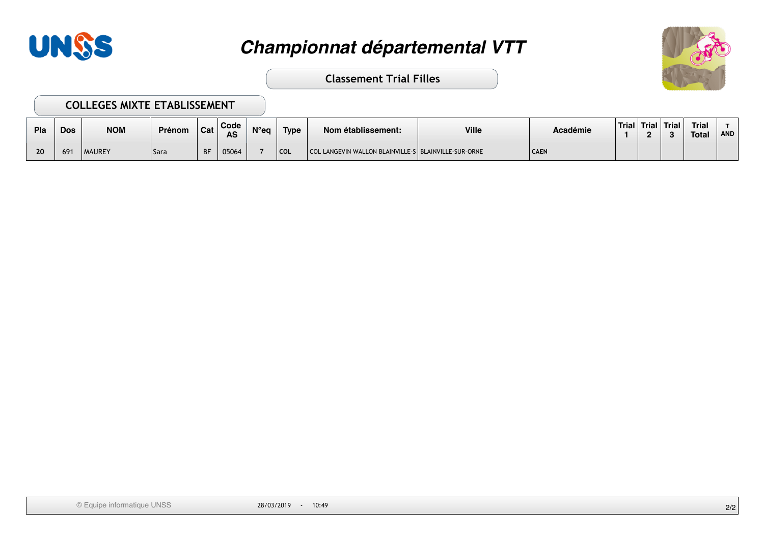# Championnat départemental VTT

## Classement Trial Filles

### COLLEGES MIXTE ETABLISSEMENT

| Pla | Dos | NOM | Prénom | Cat | Code AS | N°eq | Type | Nom établissement: | Ville | Académie | Trial 1 | Trial 2 | Trial 3 | Trial Total | T AND |
|---|---|---|---|---|---|---|---|---|---|---|---|---|---|---|---|
| 20 | 691 | MAUREY | Sara | BF | 05064 | 7 | COL | COL LANGEVIN WALLON BLAINVILLE-S | BLAINVILLE-SUR-ORNE | CAEN | | | | | |

© Equipe informatique UNSS 28/03/2019 - 10:49